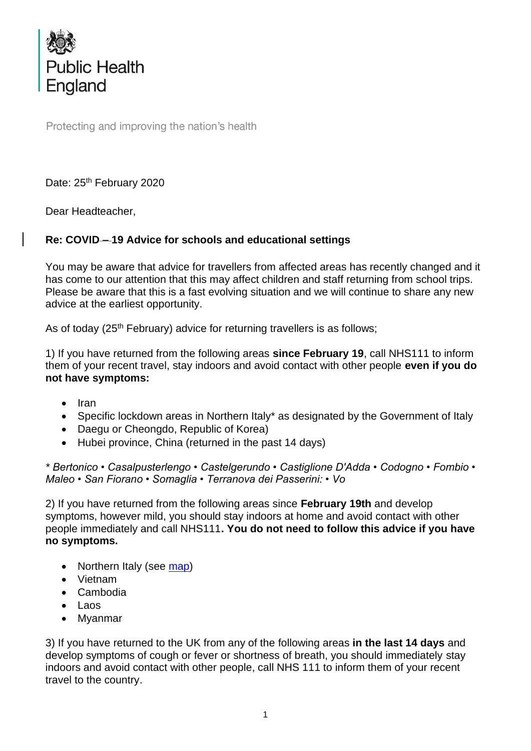Public Health England

Protecting and improving the nation's health

Date: 25th February 2020

Dear Headteacher,

**Re: COVID-19 Advice for schools and educational settings**

You may be aware that advice for travellers from affected areas has recently changed and it has come to our attention that this may affect children and staff returning from school trips. Please be aware that this is a fast evolving situation and we will continue to share any new advice at the earliest opportunity.

As of today (25th February) advice for returning travellers is as follows;

1) If you have returned from the following areas **since February 19**, call NHS111 to inform them of your recent travel, stay indoors and avoid contact with other people **even if you do not have symptoms:**

- Iran
- Specific lockdown areas in Northern Italy* as designated by the Government of Italy
- Daegu or Cheongdo, Republic of Korea)
- Hubei province, China (returned in the past 14 days)

*\* Bertonico • Casalpusterlengo • Castelgerundo • Castiglione D'Adda • Codogno • Fombio • Maleo • San Fiorano • Somaglia • Terranova dei Passerini: • Vo*

2) If you have returned from the following areas since **February 19th** and develop symptoms, however mild, you should stay indoors at home and avoid contact with other people immediately and call NHS111**. You do not need to follow this advice if you have no symptoms.**

- Northern Italy (see map)
- Vietnam
- Cambodia
- Laos
- Myanmar

3) If you have returned to the UK from any of the following areas **in the last 14 days** and develop symptoms of cough or fever or shortness of breath, you should immediately stay indoors and avoid contact with other people, call NHS 111 to inform them of your recent travel to the country.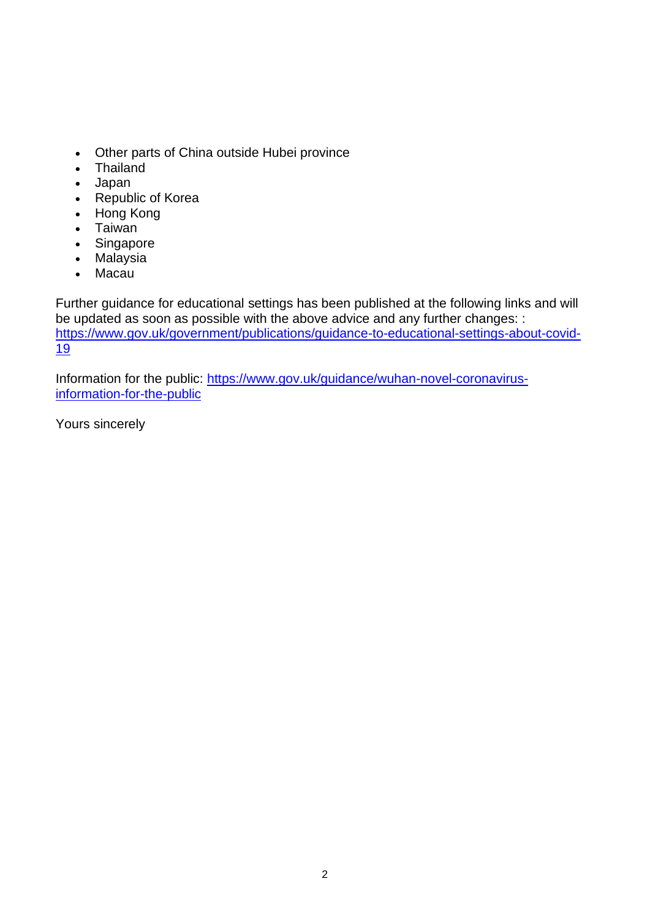- Other parts of China outside Hubei province
- Thailand
- Japan
- Republic of Korea
- Hong Kong
- Taiwan
- Singapore
- Malaysia
- Macau

Further guidance for educational settings has been published at the following links and will be updated as soon as possible with the above advice and any further changes: : https://www.gov.uk/government/publications/guidance-to-educational-settings-about-covid-19

Information for the public: https://www.gov.uk/guidance/wuhan-novel-coronavirus-information-for-the-public

Yours sincerely